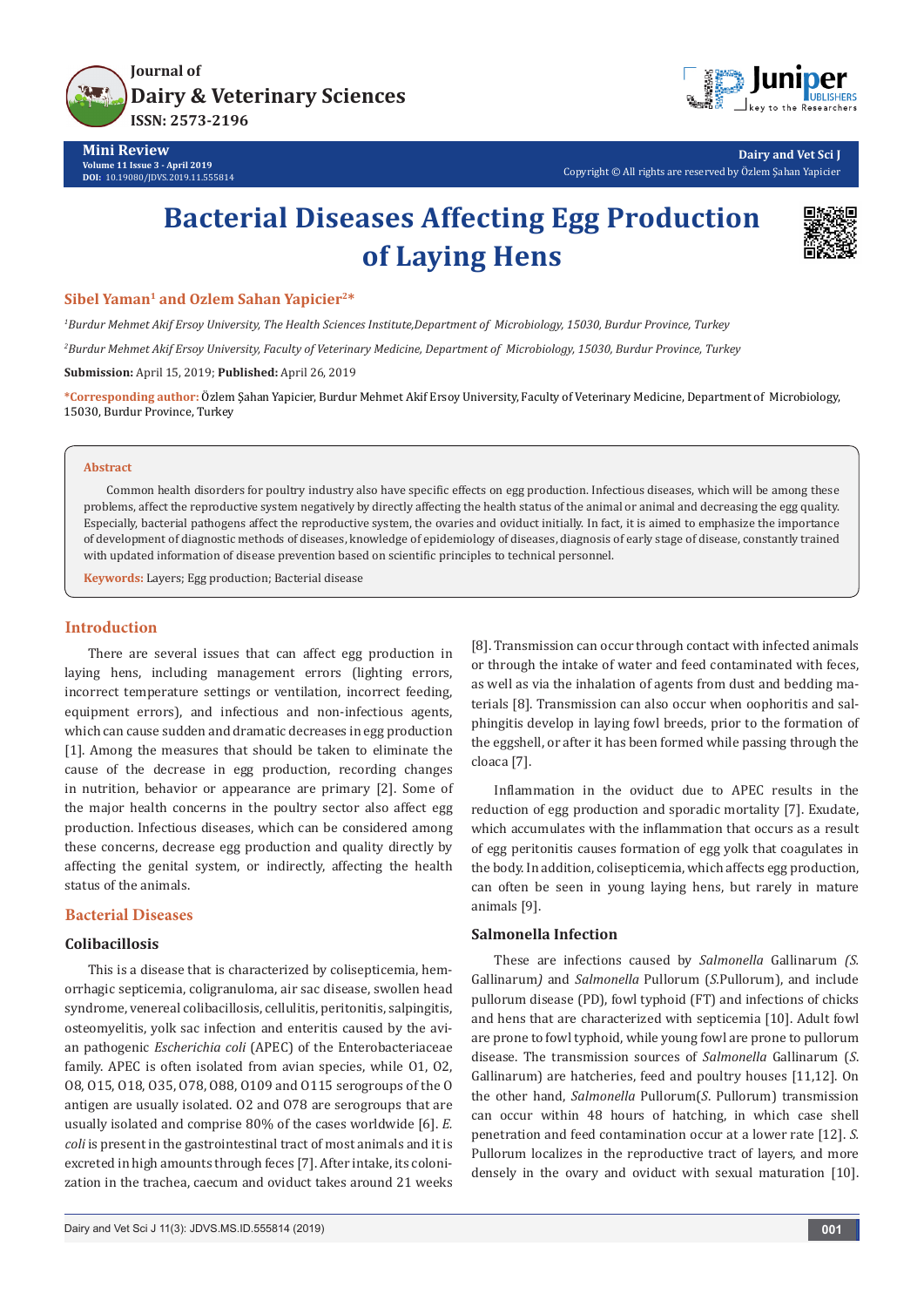# Bacterial Diseases Affecting Egg Production of Laying Hens

**Sibel Yaman[1] and Ozlem Sahan Yapicier[2]***

[1]*Burdur Mehmet Akif Ersoy University, The Health Sciences Institute,Department of Microbiology, 15030, Burdur Province, Turkey*

[2]*Burdur Mehmet Akif Ersoy University, Faculty of Veterinary Medicine, Department of Microbiology, 15030, Burdur Province, Turkey*

**Submission:** April 15, 2019; **Published:** April 26, 2019

***Corresponding author:** Özlem Şahan Yapicier, Burdur Mehmet Akif Ersoy University, Faculty of Veterinary Medicine, Department of Microbiology, 15030, Burdur Province, Turkey

**Abstract**

Common health disorders for poultry industry also have specific effects on egg production. Infectious diseases, which will be among these problems, affect the reproductive system negatively by directly affecting the health status of the animal or animal and decreasing the egg quality. Especially, bacterial pathogens affect the reproductive system, the ovaries and oviduct initially. In fact, it is aimed to emphasize the importance of development of diagnostic methods of diseases, knowledge of epidemiology of diseases, diagnosis of early stage of disease, constantly trained with updated information of disease prevention based on scientific principles to technical personnel.

**Keywords:** Layers; Egg production; Bacterial disease

## Introduction

There are several issues that can affect egg production in laying hens, including management errors (lighting errors, incorrect temperature settings or ventilation, incorrect feeding, equipment errors), and infectious and non-infectious agents, which can cause sudden and dramatic decreases in egg production [1]. Among the measures that should be taken to eliminate the cause of the decrease in egg production, recording changes in nutrition, behavior or appearance are primary [2]. Some of the major health concerns in the poultry sector also affect egg production. Infectious diseases, which can be considered among these concerns, decrease egg production and quality directly by affecting the genital system, or indirectly, affecting the health status of the animals.

## Bacterial Diseases

### Colibacillosis

This is a disease that is characterized by colisepticemia, hemorrhagic septicemia, coligranuloma, air sac disease, swollen head syndrome, venereal colibacillosis, cellulitis, peritonitis, salpingitis, osteomyelitis, yolk sac infection and enteritis caused by the avian pathogenic *Escherichia coli* (APEC) of the Enterobacteriaceae family. APEC is often isolated from avian species, while O1, O2, O8, O15, O18, O35, O78, O88, O109 and O115 serogroups of the O antigen are usually isolated. O2 and O78 are serogroups that are usually isolated and comprise 80% of the cases worldwide [6]. *E. coli* is present in the gastrointestinal tract of most animals and it is excreted in high amounts through feces [7]. After intake, its colonization in the trachea, caecum and oviduct takes around 21 weeks [8]. Transmission can occur through contact with infected animals or through the intake of water and feed contaminated with feces, as well as via the inhalation of agents from dust and bedding materials [8]. Transmission can also occur when oophoritis and salphingitis develop in laying fowl breeds, prior to the formation of the eggshell, or after it has been formed while passing through the cloaca [7].

Inflammation in the oviduct due to APEC results in the reduction of egg production and sporadic mortality [7]. Exudate, which accumulates with the inflammation that occurs as a result of egg peritonitis causes formation of egg yolk that coagulates in the body. In addition, colisepticemia, which affects egg production, can often be seen in young laying hens, but rarely in mature animals [9].

### Salmonella Infection

These are infections caused by *Salmonella* Gallinarum *(S.* Gallinarum*)* and *Salmonella* Pullorum (*S.*Pullorum), and include pullorum disease (PD), fowl typhoid (FT) and infections of chicks and hens that are characterized with septicemia [10]. Adult fowl are prone to fowl typhoid, while young fowl are prone to pullorum disease. The transmission sources of *Salmonella* Gallinarum (*S.* Gallinarum) are hatcheries, feed and poultry houses [11,12]. On the other hand, *Salmonella* Pullorum(*S.* Pullorum) transmission can occur within 48 hours of hatching, in which case shell penetration and feed contamination occur at a lower rate [12]. *S.* Pullorum localizes in the reproductive tract of layers, and more densely in the ovary and oviduct with sexual maturation [10].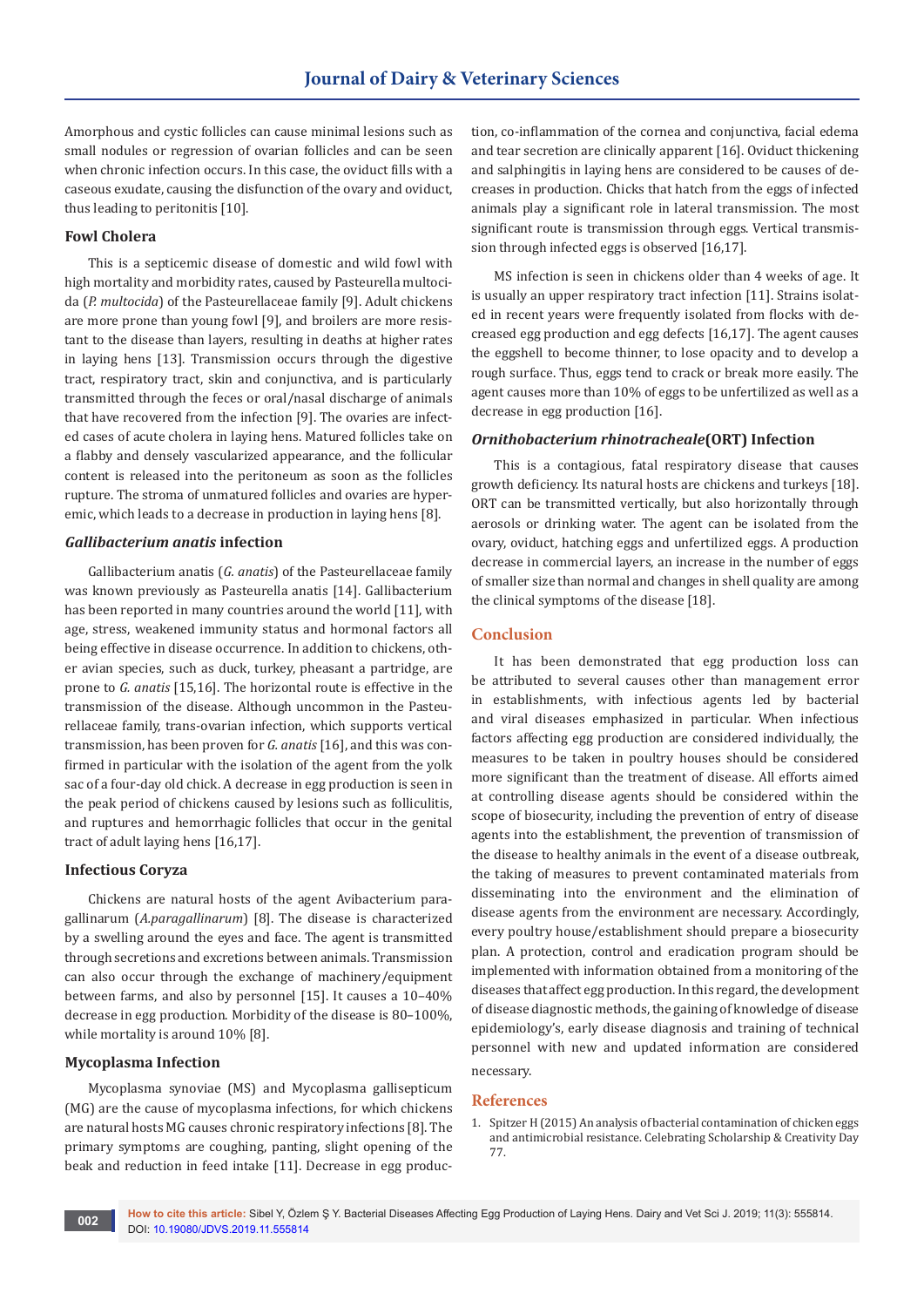Amorphous and cystic follicles can cause minimal lesions such as small nodules or regression of ovarian follicles and can be seen when chronic infection occurs. In this case, the oviduct fills with a caseous exudate, causing the disfunction of the ovary and oviduct, thus leading to peritonitis [10].

### Fowl Cholera

This is a septicemic disease of domestic and wild fowl with high mortality and morbidity rates, caused by Pasteurella multocida (*P. multocida*) of the Pasteurellaceae family [9]. Adult chickens are more prone than young fowl [9], and broilers are more resistant to the disease than layers, resulting in deaths at higher rates in laying hens [13]. Transmission occurs through the digestive tract, respiratory tract, skin and conjunctiva, and is particularly transmitted through the feces or oral/nasal discharge of animals that have recovered from the infection [9]. The ovaries are infected cases of acute cholera in laying hens. Matured follicles take on a flabby and densely vascularized appearance, and the follicular content is released into the peritoneum as soon as the follicles rupture. The stroma of unmatured follicles and ovaries are hyperemic, which leads to a decrease in production in laying hens [8].

### *Gallibacterium anatis* infection

Gallibacterium anatis (*G. anatis*) of the Pasteurellaceae family was known previously as Pasteurella anatis [14]. Gallibacterium has been reported in many countries around the world [11], with age, stress, weakened immunity status and hormonal factors all being effective in disease occurrence. In addition to chickens, other avian species, such as duck, turkey, pheasant a partridge, are prone to *G. anatis* [15,16]. The horizontal route is effective in the transmission of the disease. Although uncommon in the Pasteurellaceae family, trans-ovarian infection, which supports vertical transmission, has been proven for *G. anatis* [16], and this was confirmed in particular with the isolation of the agent from the yolk sac of a four-day old chick. A decrease in egg production is seen in the peak period of chickens caused by lesions such as folliculitis, and ruptures and hemorrhagic follicles that occur in the genital tract of adult laying hens [16,17].

### Infectious Coryza

Chickens are natural hosts of the agent Avibacterium paragallinarum (*A.paragallinarum*) [8]. The disease is characterized by a swelling around the eyes and face. The agent is transmitted through secretions and excretions between animals. Transmission can also occur through the exchange of machinery/equipment between farms, and also by personnel [15]. It causes a 10–40% decrease in egg production. Morbidity of the disease is 80–100%, while mortality is around 10% [8].

### Mycoplasma Infection

Mycoplasma synoviae (MS) and Mycoplasma gallisepticum (MG) are the cause of mycoplasma infections, for which chickens are natural hosts MG causes chronic respiratory infections [8]. The primary symptoms are coughing, panting, slight opening of the beak and reduction in feed intake [11]. Decrease in egg production, co-inflammation of the cornea and conjunctiva, facial edema and tear secretion are clinically apparent [16]. Oviduct thickening and salphingitis in laying hens are considered to be causes of decreases in production. Chicks that hatch from the eggs of infected animals play a significant role in lateral transmission. The most significant route is transmission through eggs. Vertical transmission through infected eggs is observed [16,17].

MS infection is seen in chickens older than 4 weeks of age. It is usually an upper respiratory tract infection [11]. Strains isolated in recent years were frequently isolated from flocks with decreased egg production and egg defects [16,17]. The agent causes the eggshell to become thinner, to lose opacity and to develop a rough surface. Thus, eggs tend to crack or break more easily. The agent causes more than 10% of eggs to be unfertilized as well as a decrease in egg production [16].

### *Ornithobacterium rhinotracheale*(ORT) Infection

This is a contagious, fatal respiratory disease that causes growth deficiency. Its natural hosts are chickens and turkeys [18]. ORT can be transmitted vertically, but also horizontally through aerosols or drinking water. The agent can be isolated from the ovary, oviduct, hatching eggs and unfertilized eggs. A production decrease in commercial layers, an increase in the number of eggs of smaller size than normal and changes in shell quality are among the clinical symptoms of the disease [18].

## Conclusion

It has been demonstrated that egg production loss can be attributed to several causes other than management error in establishments, with infectious agents led by bacterial and viral diseases emphasized in particular. When infectious factors affecting egg production are considered individually, the measures to be taken in poultry houses should be considered more significant than the treatment of disease. All efforts aimed at controlling disease agents should be considered within the scope of biosecurity, including the prevention of entry of disease agents into the establishment, the prevention of transmission of the disease to healthy animals in the event of a disease outbreak, the taking of measures to prevent contaminated materials from disseminating into the environment and the elimination of disease agents from the environment are necessary. Accordingly, every poultry house/establishment should prepare a biosecurity plan. A protection, control and eradication program should be implemented with information obtained from a monitoring of the diseases that affect egg production. In this regard, the development of disease diagnostic methods, the gaining of knowledge of disease epidemiology's, early disease diagnosis and training of technical personnel with new and updated information are considered necessary.

## References

1. Spitzer H (2015) An analysis of bacterial contamination of chicken eggs and antimicrobial resistance. Celebrating Scholarship & Creativity Day 77.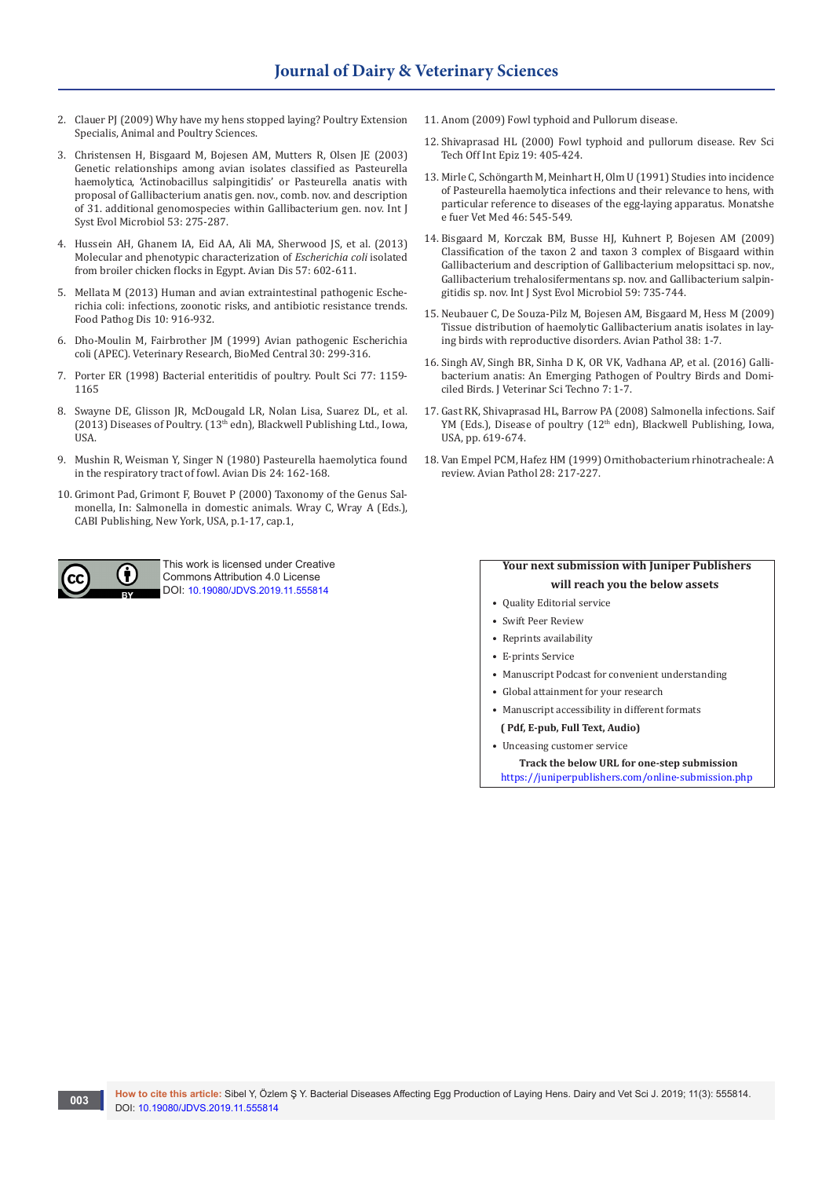2. Clauer PJ (2009) Why have my hens stopped laying? Poultry Extension Specialis, Animal and Poultry Sciences.
3. Christensen H, Bisgaard M, Bojesen AM, Mutters R, Olsen JE (2003) Genetic relationships among avian isolates classified as Pasteurella haemolytica, 'Actinobacillus salpingitidis' or Pasteurella anatis with proposal of Gallibacterium anatis gen. nov., comb. nov. and description of 31. additional genomospecies within Gallibacterium gen. nov. Int J Syst Evol Microbiol 53: 275-287.
4. Hussein AH, Ghanem IA, Eid AA, Ali MA, Sherwood JS, et al. (2013) Molecular and phenotypic characterization of *Escherichia coli* isolated from broiler chicken flocks in Egypt. Avian Dis 57: 602-611.
5. Mellata M (2013) Human and avian extraintestinal pathogenic Escherichia coli: infections, zoonotic risks, and antibiotic resistance trends. Food Pathog Dis 10: 916-932.
6. Dho-Moulin M, Fairbrother JM (1999) Avian pathogenic Escherichia coli (APEC). Veterinary Research, BioMed Central 30: 299-316.
7. Porter ER (1998) Bacterial enteritidis of poultry. Poult Sci 77: 1159-1165
8. Swayne DE, Glisson JR, McDougald LR, Nolan Lisa, Suarez DL, et al. (2013) Diseases of Poultry. (13th edn), Blackwell Publishing Ltd., Iowa, USA.
9. Mushin R, Weisman Y, Singer N (1980) Pasteurella haemolytica found in the respiratory tract of fowl. Avian Dis 24: 162-168.
10. Grimont Pad, Grimont F, Bouvet P (2000) Taxonomy of the Genus Salmonella, In: Salmonella in domestic animals. Wray C, Wray A (Eds.), CABI Publishing, New York, USA, p.1-17, cap.1,
11. Anom (2009) Fowl typhoid and Pullorum disease.
12. Shivaprasad HL (2000) Fowl typhoid and pullorum disease. Rev Sci Tech Off Int Epiz 19: 405-424.
13. Mirle C, Schöngarth M, Meinhart H, Olm U (1991) Studies into incidence of Pasteurella haemolytica infections and their relevance to hens, with particular reference to diseases of the egg-laying apparatus. Monatshe e fuer Vet Med 46: 545-549.
14. Bisgaard M, Korczak BM, Busse HJ, Kuhnert P, Bojesen AM (2009) Classification of the taxon 2 and taxon 3 complex of Bisgaard within Gallibacterium and description of Gallibacterium melopsittaci sp. nov., Gallibacterium trehalosifermentans sp. nov. and Gallibacterium salpingitidis sp. nov. Int J Syst Evol Microbiol 59: 735-744.
15. Neubauer C, De Souza-Pilz M, Bojesen AM, Bisgaard M, Hess M (2009) Tissue distribution of haemolytic Gallibacterium anatis isolates in laying birds with reproductive disorders. Avian Pathol 38: 1-7.
16. Singh AV, Singh BR, Sinha D K, OR VK, Vadhana AP, et al. (2016) Gallibacterium anatis: An Emerging Pathogen of Poultry Birds and Domiciled Birds. J Veterinar Sci Techno 7: 1-7.
17. Gast RK, Shivaprasad HL, Barrow PA (2008) Salmonella infections. Saif YM (Eds.), Disease of poultry (12th edn), Blackwell Publishing, Iowa, USA, pp. 619-674.
18. Van Empel PCM, Hafez HM (1999) Ornithobacterium rhinotracheale: A review. Avian Pathol 28: 217-227.

This work is licensed under Creative Commons Attribution 4.0 License
DOI: 10.19080/JDVS.2019.11.555814

**Your next submission with Juniper Publishers will reach you the below assets**

- Quality Editorial service
- Swift Peer Review
- Reprints availability
- E-prints Service
- Manuscript Podcast for convenient understanding
- Global attainment for your research
- Manuscript accessibility in different formats

**( Pdf, E-pub, Full Text, Audio)**

- Unceasing customer service

**Track the below URL for one-step submission**
https://juniperpublishers.com/online-submission.php